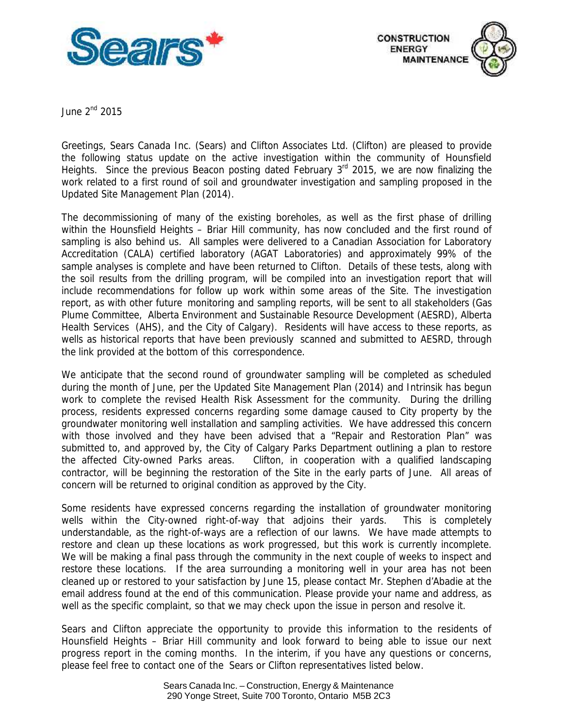Sears

CONSTRUCTION
ENERGY
MAINTENANCE

June 2nd 2015

Greetings, Sears Canada Inc. (Sears) and Clifton Associates Ltd. (Clifton) are pleased to provide the following status update on the active investigation within the community of Hounsfield Heights. Since the previous Beacon posting dated February 3rd 2015, we are now finalizing the work related to a first round of soil and groundwater investigation and sampling proposed in the Updated Site Management Plan (2014).

The decommissioning of many of the existing boreholes, as well as the first phase of drilling within the Hounsfield Heights – Briar Hill community, has now concluded and the first round of sampling is also behind us. All samples were delivered to a Canadian Association for Laboratory Accreditation (CALA) certified laboratory (AGAT Laboratories) and approximately 99% of the sample analyses is complete and have been returned to Clifton. Details of these tests, along with the soil results from the drilling program, will be compiled into an investigation report that will include recommendations for follow up work within some areas of the Site. The investigation report, as with other future monitoring and sampling reports, will be sent to all stakeholders (Gas Plume Committee, Alberta Environment and Sustainable Resource Development (AESRD), Alberta Health Services (AHS), and the City of Calgary). Residents will have access to these reports, as wells as historical reports that have been previously scanned and submitted to AESRD, through the link provided at the bottom of this correspondence.

We anticipate that the second round of groundwater sampling will be completed as scheduled during the month of June, per the Updated Site Management Plan (2014) and Intrinsik has begun work to complete the revised Health Risk Assessment for the community. During the drilling process, residents expressed concerns regarding some damage caused to City property by the groundwater monitoring well installation and sampling activities. We have addressed this concern with those involved and they have been advised that a "Repair and Restoration Plan" was submitted to, and approved by, the City of Calgary Parks Department outlining a plan to restore the affected City-owned Parks areas. Clifton, in cooperation with a qualified landscaping contractor, will be beginning the restoration of the Site in the early parts of June. All areas of concern will be returned to original condition as approved by the City.

Some residents have expressed concerns regarding the installation of groundwater monitoring wells within the City-owned right-of-way that adjoins their yards. This is completely understandable, as the right-of-ways are a reflection of our lawns. We have made attempts to restore and clean up these locations as work progressed, but this work is currently incomplete. We will be making a final pass through the community in the next couple of weeks to inspect and restore these locations. If the area surrounding a monitoring well in your area has not been cleaned up or restored to your satisfaction by June 15, please contact Mr. Stephen d'Abadie at the email address found at the end of this communication. Please provide your name and address, as well as the specific complaint, so that we may check upon the issue in person and resolve it.

Sears and Clifton appreciate the opportunity to provide this information to the residents of Hounsfield Heights – Briar Hill community and look forward to being able to issue our next progress report in the coming months. In the interim, if you have any questions or concerns, please feel free to contact one of the Sears or Clifton representatives listed below.

Sears Canada Inc. – Construction, Energy & Maintenance
290 Yonge Street, Suite 700 Toronto, Ontario M5B 2C3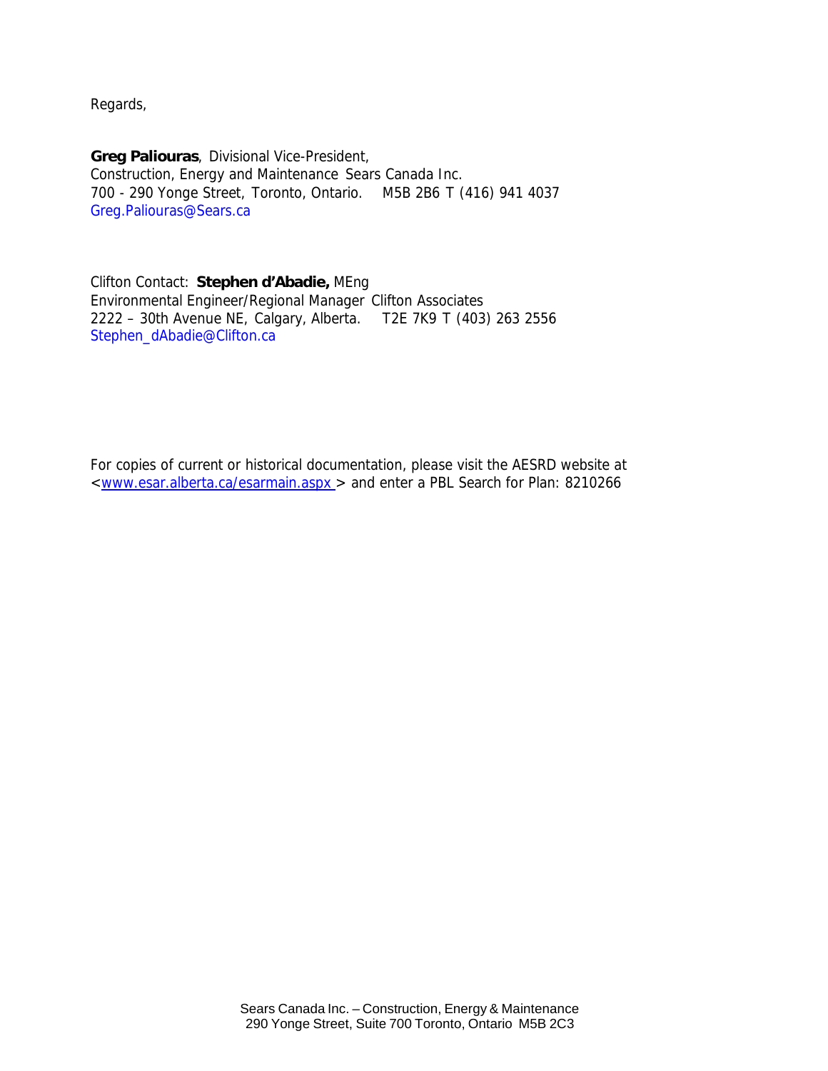Regards,

**Greg Paliouras**, Divisional Vice-President,
Construction, Energy and Maintenance Sears Canada Inc.
700 - 290 Yonge Street, Toronto, Ontario. M5B 2B6 T (416) 941 4037
Greg.Paliouras@Sears.ca

Clifton Contact: **Stephen d'Abadie,** MEng
Environmental Engineer/Regional Manager Clifton Associates
2222 – 30th Avenue NE, Calgary, Alberta. T2E 7K9 T (403) 263 2556
Stephen_dAbadie@Clifton.ca

For copies of current or historical documentation, please visit the AESRD website at <www.esar.alberta.ca/esarmain.aspx > and enter a PBL Search for Plan: 8210266

Sears Canada Inc. – Construction, Energy & Maintenance
290 Yonge Street, Suite 700 Toronto, Ontario M5B 2C3